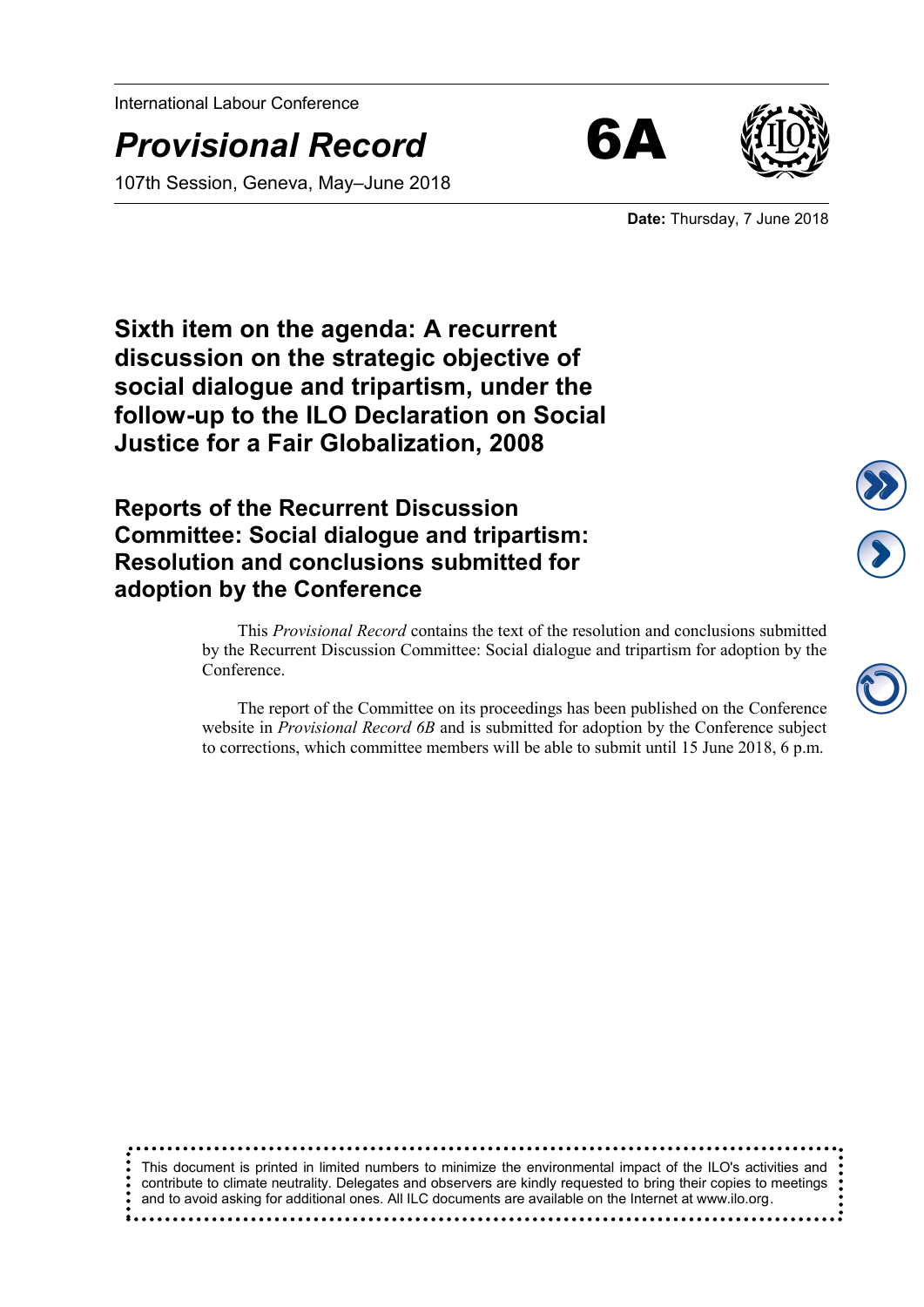International Labour Conference

# *Provisional Record* 6A

107th Session, Geneva, May–June 2018

**Date:** Thursday, 7 June 2018

## Sixth item on the agenda: A recurrent discussion on the strategic objective of social dialogue and tripartism, under the follow-up to the ILO Declaration on Social Justice for a Fair Globalization, 2008

## Reports of the Recurrent Discussion Committee: Social dialogue and tripartism: Resolution and conclusions submitted for adoption by the Conference

This *Provisional Record* contains the text of the resolution and conclusions submitted by the Recurrent Discussion Committee: Social dialogue and tripartism for adoption by the Conference.

The report of the Committee on its proceedings has been published on the Conference website in *Provisional Record 6B* and is submitted for adoption by the Conference subject to corrections, which committee members will be able to submit until 15 June 2018, 6 p.m.

This document is printed in limited numbers to minimize the environmental impact of the ILO's activities and contribute to climate neutrality. Delegates and observers are kindly requested to bring their copies to meetings and to avoid asking for additional ones. All ILC documents are available on the Internet at www.ilo.org.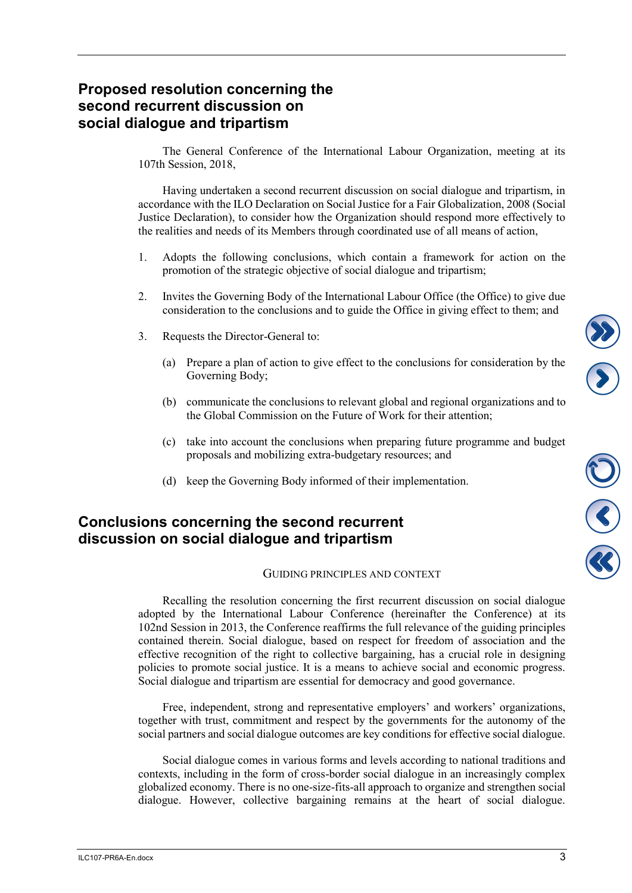## Proposed resolution concerning the second recurrent discussion on social dialogue and tripartism

The General Conference of the International Labour Organization, meeting at its 107th Session, 2018,

Having undertaken a second recurrent discussion on social dialogue and tripartism, in accordance with the ILO Declaration on Social Justice for a Fair Globalization, 2008 (Social Justice Declaration), to consider how the Organization should respond more effectively to the realities and needs of its Members through coordinated use of all means of action,

1. Adopts the following conclusions, which contain a framework for action on the promotion of the strategic objective of social dialogue and tripartism;

2. Invites the Governing Body of the International Labour Office (the Office) to give due consideration to the conclusions and to guide the Office in giving effect to them; and

3. Requests the Director-General to:

   (a) Prepare a plan of action to give effect to the conclusions for consideration by the Governing Body;

   (b) communicate the conclusions to relevant global and regional organizations and to the Global Commission on the Future of Work for their attention;

   (c) take into account the conclusions when preparing future programme and budget proposals and mobilizing extra-budgetary resources; and

   (d) keep the Governing Body informed of their implementation.

## Conclusions concerning the second recurrent discussion on social dialogue and tripartism

### Guiding principles and context

Recalling the resolution concerning the first recurrent discussion on social dialogue adopted by the International Labour Conference (hereinafter the Conference) at its 102nd Session in 2013, the Conference reaffirms the full relevance of the guiding principles contained therein. Social dialogue, based on respect for freedom of association and the effective recognition of the right to collective bargaining, has a crucial role in designing policies to promote social justice. It is a means to achieve social and economic progress. Social dialogue and tripartism are essential for democracy and good governance.

Free, independent, strong and representative employers' and workers' organizations, together with trust, commitment and respect by the governments for the autonomy of the social partners and social dialogue outcomes are key conditions for effective social dialogue.

Social dialogue comes in various forms and levels according to national traditions and contexts, including in the form of cross-border social dialogue in an increasingly complex globalized economy. There is no one-size-fits-all approach to organize and strengthen social dialogue. However, collective bargaining remains at the heart of social dialogue.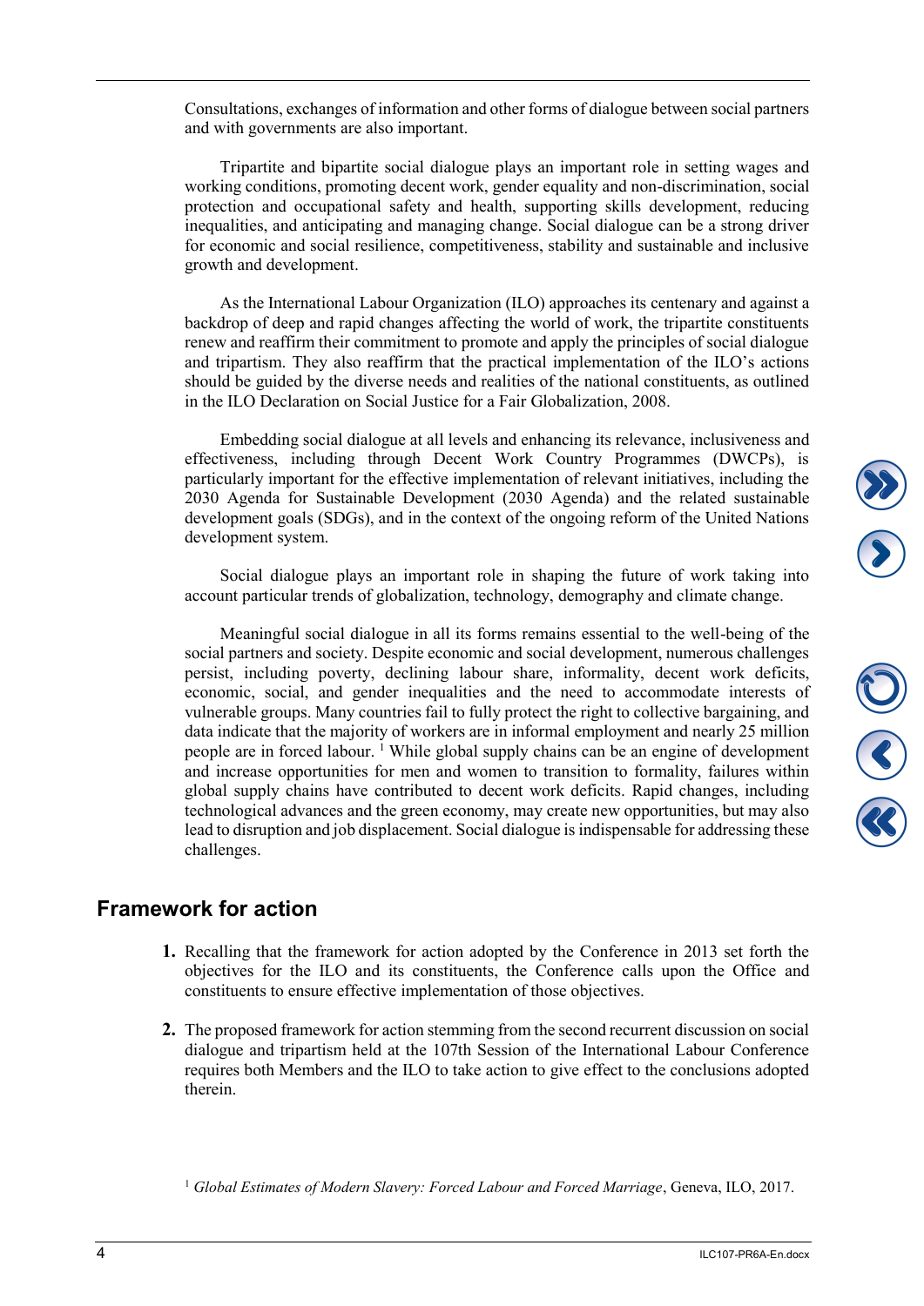Consultations, exchanges of information and other forms of dialogue between social partners and with governments are also important.

Tripartite and bipartite social dialogue plays an important role in setting wages and working conditions, promoting decent work, gender equality and non-discrimination, social protection and occupational safety and health, supporting skills development, reducing inequalities, and anticipating and managing change. Social dialogue can be a strong driver for economic and social resilience, competitiveness, stability and sustainable and inclusive growth and development.

As the International Labour Organization (ILO) approaches its centenary and against a backdrop of deep and rapid changes affecting the world of work, the tripartite constituents renew and reaffirm their commitment to promote and apply the principles of social dialogue and tripartism. They also reaffirm that the practical implementation of the ILO's actions should be guided by the diverse needs and realities of the national constituents, as outlined in the ILO Declaration on Social Justice for a Fair Globalization, 2008.

Embedding social dialogue at all levels and enhancing its relevance, inclusiveness and effectiveness, including through Decent Work Country Programmes (DWCPs), is particularly important for the effective implementation of relevant initiatives, including the 2030 Agenda for Sustainable Development (2030 Agenda) and the related sustainable development goals (SDGs), and in the context of the ongoing reform of the United Nations development system.

Social dialogue plays an important role in shaping the future of work taking into account particular trends of globalization, technology, demography and climate change.

Meaningful social dialogue in all its forms remains essential to the well-being of the social partners and society. Despite economic and social development, numerous challenges persist, including poverty, declining labour share, informality, decent work deficits, economic, social, and gender inequalities and the need to accommodate interests of vulnerable groups. Many countries fail to fully protect the right to collective bargaining, and data indicate that the majority of workers are in informal employment and nearly 25 million people are in forced labour. [1] While global supply chains can be an engine of development and increase opportunities for men and women to transition to formality, failures within global supply chains have contributed to decent work deficits. Rapid changes, including technological advances and the green economy, may create new opportunities, but may also lead to disruption and job displacement. Social dialogue is indispensable for addressing these challenges.

## Framework for action

**1.** Recalling that the framework for action adopted by the Conference in 2013 set forth the objectives for the ILO and its constituents, the Conference calls upon the Office and constituents to ensure effective implementation of those objectives.

**2.** The proposed framework for action stemming from the second recurrent discussion on social dialogue and tripartism held at the 107th Session of the International Labour Conference requires both Members and the ILO to take action to give effect to the conclusions adopted therein.

[1] *Global Estimates of Modern Slavery: Forced Labour and Forced Marriage*, Geneva, ILO, 2017.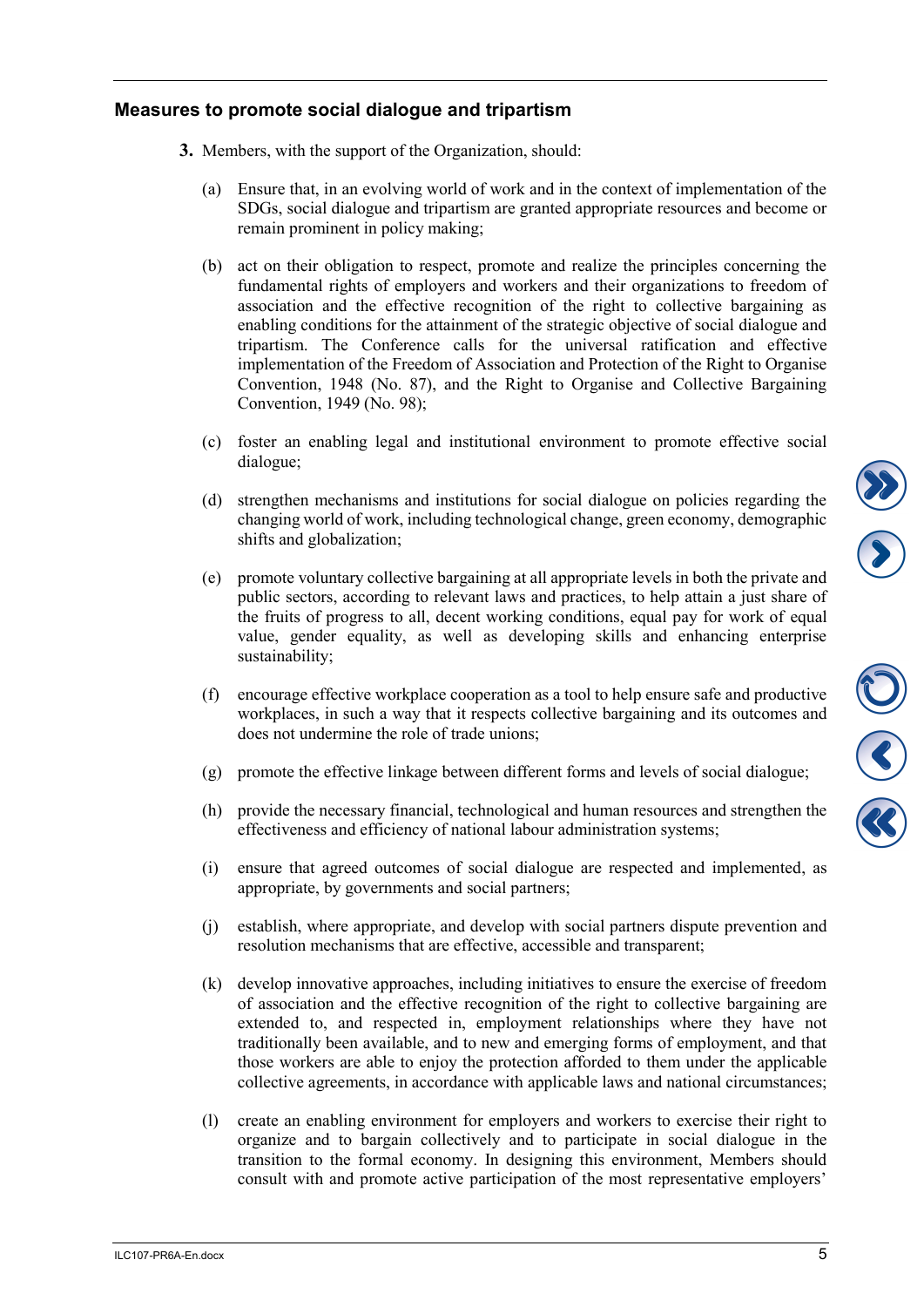## Measures to promote social dialogue and tripartism

**3.** Members, with the support of the Organization, should:

(a) Ensure that, in an evolving world of work and in the context of implementation of the SDGs, social dialogue and tripartism are granted appropriate resources and become or remain prominent in policy making;

(b) act on their obligation to respect, promote and realize the principles concerning the fundamental rights of employers and workers and their organizations to freedom of association and the effective recognition of the right to collective bargaining as enabling conditions for the attainment of the strategic objective of social dialogue and tripartism. The Conference calls for the universal ratification and effective implementation of the Freedom of Association and Protection of the Right to Organise Convention, 1948 (No. 87), and the Right to Organise and Collective Bargaining Convention, 1949 (No. 98);

(c) foster an enabling legal and institutional environment to promote effective social dialogue;

(d) strengthen mechanisms and institutions for social dialogue on policies regarding the changing world of work, including technological change, green economy, demographic shifts and globalization;

(e) promote voluntary collective bargaining at all appropriate levels in both the private and public sectors, according to relevant laws and practices, to help attain a just share of the fruits of progress to all, decent working conditions, equal pay for work of equal value, gender equality, as well as developing skills and enhancing enterprise sustainability;

(f) encourage effective workplace cooperation as a tool to help ensure safe and productive workplaces, in such a way that it respects collective bargaining and its outcomes and does not undermine the role of trade unions;

(g) promote the effective linkage between different forms and levels of social dialogue;

(h) provide the necessary financial, technological and human resources and strengthen the effectiveness and efficiency of national labour administration systems;

(i) ensure that agreed outcomes of social dialogue are respected and implemented, as appropriate, by governments and social partners;

(j) establish, where appropriate, and develop with social partners dispute prevention and resolution mechanisms that are effective, accessible and transparent;

(k) develop innovative approaches, including initiatives to ensure the exercise of freedom of association and the effective recognition of the right to collective bargaining are extended to, and respected in, employment relationships where they have not traditionally been available, and to new and emerging forms of employment, and that those workers are able to enjoy the protection afforded to them under the applicable collective agreements, in accordance with applicable laws and national circumstances;

(l) create an enabling environment for employers and workers to exercise their right to organize and to bargain collectively and to participate in social dialogue in the transition to the formal economy. In designing this environment, Members should consult with and promote active participation of the most representative employers'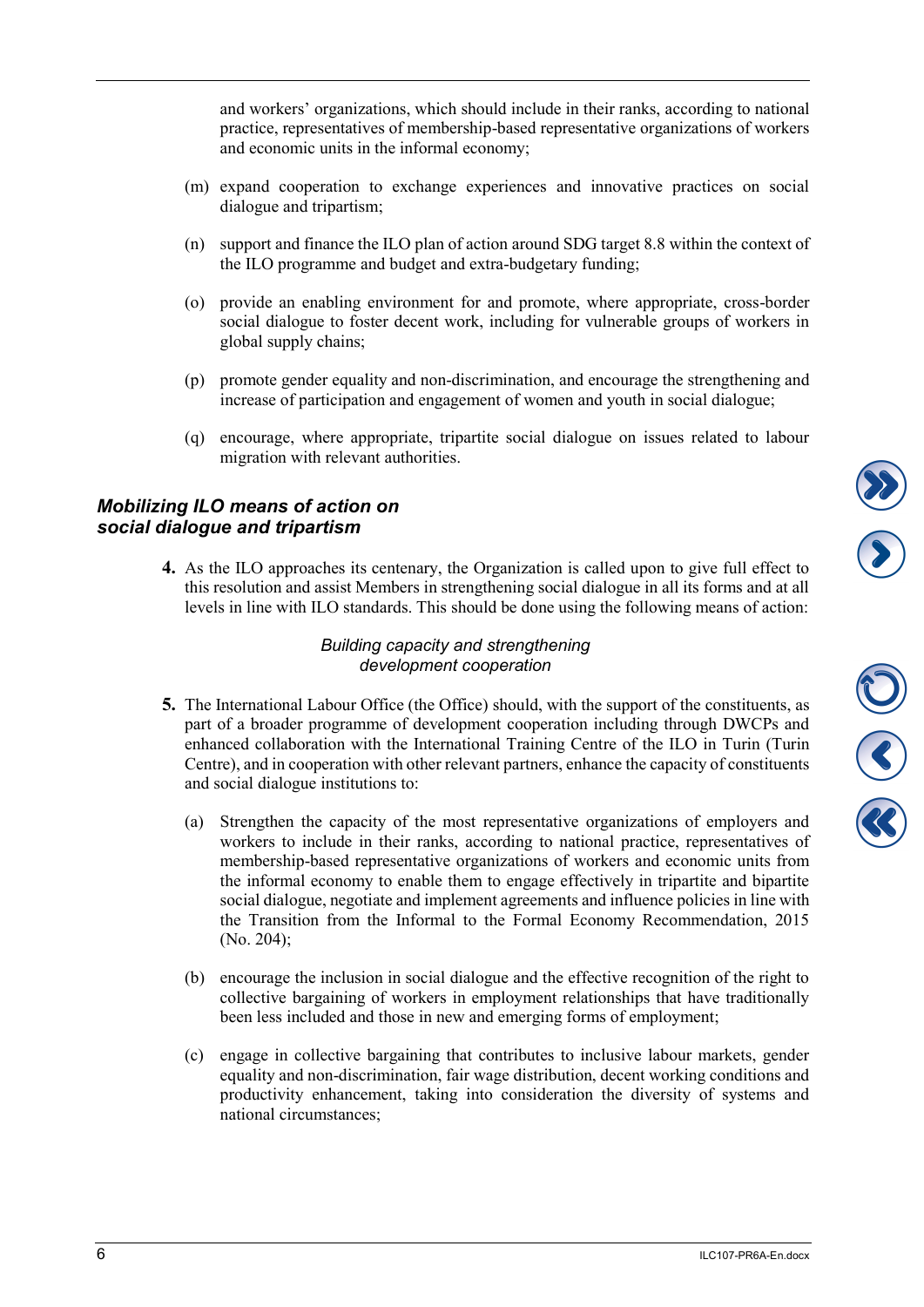and workers' organizations, which should include in their ranks, according to national practice, representatives of membership-based representative organizations of workers and economic units in the informal economy;

(m) expand cooperation to exchange experiences and innovative practices on social dialogue and tripartism;

(n) support and finance the ILO plan of action around SDG target 8.8 within the context of the ILO programme and budget and extra-budgetary funding;

(o) provide an enabling environment for and promote, where appropriate, cross-border social dialogue to foster decent work, including for vulnerable groups of workers in global supply chains;

(p) promote gender equality and non-discrimination, and encourage the strengthening and increase of participation and engagement of women and youth in social dialogue;

(q) encourage, where appropriate, tripartite social dialogue on issues related to labour migration with relevant authorities.

## *Mobilizing ILO means of action on social dialogue and tripartism*

**4.** As the ILO approaches its centenary, the Organization is called upon to give full effect to this resolution and assist Members in strengthening social dialogue in all its forms and at all levels in line with ILO standards. This should be done using the following means of action:

### *Building capacity and strengthening development cooperation*

**5.** The International Labour Office (the Office) should, with the support of the constituents, as part of a broader programme of development cooperation including through DWCPs and enhanced collaboration with the International Training Centre of the ILO in Turin (Turin Centre), and in cooperation with other relevant partners, enhance the capacity of constituents and social dialogue institutions to:

(a) Strengthen the capacity of the most representative organizations of employers and workers to include in their ranks, according to national practice, representatives of membership-based representative organizations of workers and economic units from the informal economy to enable them to engage effectively in tripartite and bipartite social dialogue, negotiate and implement agreements and influence policies in line with the Transition from the Informal to the Formal Economy Recommendation, 2015 (No. 204);

(b) encourage the inclusion in social dialogue and the effective recognition of the right to collective bargaining of workers in employment relationships that have traditionally been less included and those in new and emerging forms of employment;

(c) engage in collective bargaining that contributes to inclusive labour markets, gender equality and non-discrimination, fair wage distribution, decent working conditions and productivity enhancement, taking into consideration the diversity of systems and national circumstances;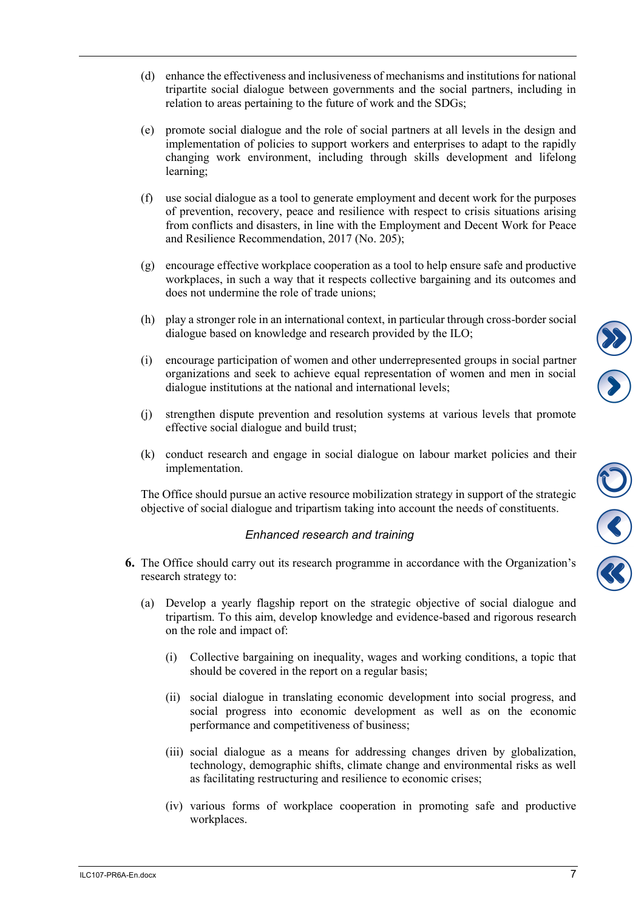(d) enhance the effectiveness and inclusiveness of mechanisms and institutions for national tripartite social dialogue between governments and the social partners, including in relation to areas pertaining to the future of work and the SDGs;

(e) promote social dialogue and the role of social partners at all levels in the design and implementation of policies to support workers and enterprises to adapt to the rapidly changing work environment, including through skills development and lifelong learning;

(f) use social dialogue as a tool to generate employment and decent work for the purposes of prevention, recovery, peace and resilience with respect to crisis situations arising from conflicts and disasters, in line with the Employment and Decent Work for Peace and Resilience Recommendation, 2017 (No. 205);

(g) encourage effective workplace cooperation as a tool to help ensure safe and productive workplaces, in such a way that it respects collective bargaining and its outcomes and does not undermine the role of trade unions;

(h) play a stronger role in an international context, in particular through cross-border social dialogue based on knowledge and research provided by the ILO;

(i) encourage participation of women and other underrepresented groups in social partner organizations and seek to achieve equal representation of women and men in social dialogue institutions at the national and international levels;

(j) strengthen dispute prevention and resolution systems at various levels that promote effective social dialogue and build trust;

(k) conduct research and engage in social dialogue on labour market policies and their implementation.

The Office should pursue an active resource mobilization strategy in support of the strategic objective of social dialogue and tripartism taking into account the needs of constituents.

*Enhanced research and training*

**6.** The Office should carry out its research programme in accordance with the Organization's research strategy to:

(a) Develop a yearly flagship report on the strategic objective of social dialogue and tripartism. To this aim, develop knowledge and evidence-based and rigorous research on the role and impact of:

(i) Collective bargaining on inequality, wages and working conditions, a topic that should be covered in the report on a regular basis;

(ii) social dialogue in translating economic development into social progress, and social progress into economic development as well as on the economic performance and competitiveness of business;

(iii) social dialogue as a means for addressing changes driven by globalization, technology, demographic shifts, climate change and environmental risks as well as facilitating restructuring and resilience to economic crises;

(iv) various forms of workplace cooperation in promoting safe and productive workplaces.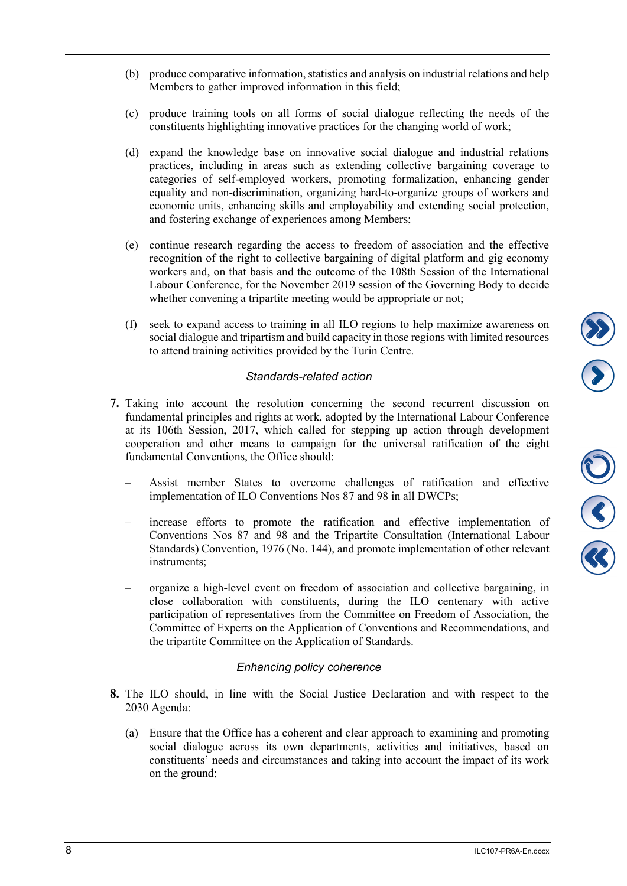(b) produce comparative information, statistics and analysis on industrial relations and help Members to gather improved information in this field;

(c) produce training tools on all forms of social dialogue reflecting the needs of the constituents highlighting innovative practices for the changing world of work;

(d) expand the knowledge base on innovative social dialogue and industrial relations practices, including in areas such as extending collective bargaining coverage to categories of self-employed workers, promoting formalization, enhancing gender equality and non-discrimination, organizing hard-to-organize groups of workers and economic units, enhancing skills and employability and extending social protection, and fostering exchange of experiences among Members;

(e) continue research regarding the access to freedom of association and the effective recognition of the right to collective bargaining of digital platform and gig economy workers and, on that basis and the outcome of the 108th Session of the International Labour Conference, for the November 2019 session of the Governing Body to decide whether convening a tripartite meeting would be appropriate or not;

(f) seek to expand access to training in all ILO regions to help maximize awareness on social dialogue and tripartism and build capacity in those regions with limited resources to attend training activities provided by the Turin Centre.

*Standards-related action*

**7.** Taking into account the resolution concerning the second recurrent discussion on fundamental principles and rights at work, adopted by the International Labour Conference at its 106th Session, 2017, which called for stepping up action through development cooperation and other means to campaign for the universal ratification of the eight fundamental Conventions, the Office should:

– Assist member States to overcome challenges of ratification and effective implementation of ILO Conventions Nos 87 and 98 in all DWCPs;

– increase efforts to promote the ratification and effective implementation of Conventions Nos 87 and 98 and the Tripartite Consultation (International Labour Standards) Convention, 1976 (No. 144), and promote implementation of other relevant instruments;

– organize a high-level event on freedom of association and collective bargaining, in close collaboration with constituents, during the ILO centenary with active participation of representatives from the Committee on Freedom of Association, the Committee of Experts on the Application of Conventions and Recommendations, and the tripartite Committee on the Application of Standards.

*Enhancing policy coherence*

**8.** The ILO should, in line with the Social Justice Declaration and with respect to the 2030 Agenda:

(a) Ensure that the Office has a coherent and clear approach to examining and promoting social dialogue across its own departments, activities and initiatives, based on constituents' needs and circumstances and taking into account the impact of its work on the ground;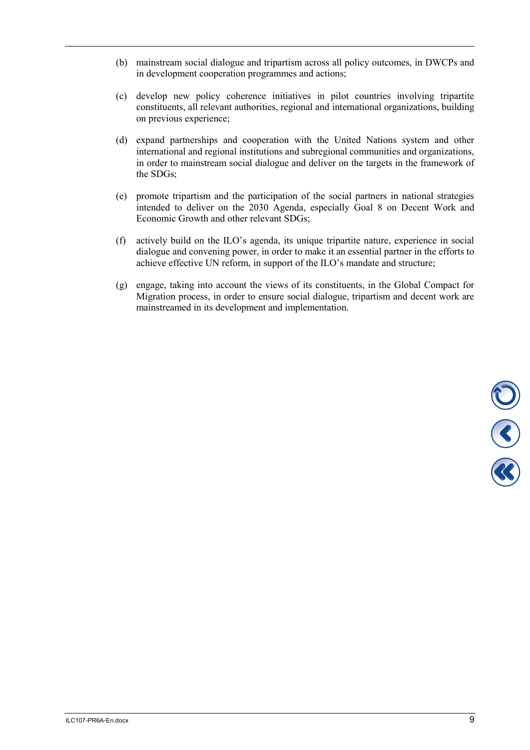(b) mainstream social dialogue and tripartism across all policy outcomes, in DWCPs and in development cooperation programmes and actions;

(c) develop new policy coherence initiatives in pilot countries involving tripartite constituents, all relevant authorities, regional and international organizations, building on previous experience;

(d) expand partnerships and cooperation with the United Nations system and other international and regional institutions and subregional communities and organizations, in order to mainstream social dialogue and deliver on the targets in the framework of the SDGs;

(e) promote tripartism and the participation of the social partners in national strategies intended to deliver on the 2030 Agenda, especially Goal 8 on Decent Work and Economic Growth and other relevant SDGs;

(f) actively build on the ILO's agenda, its unique tripartite nature, experience in social dialogue and convening power, in order to make it an essential partner in the efforts to achieve effective UN reform, in support of the ILO's mandate and structure;

(g) engage, taking into account the views of its constituents, in the Global Compact for Migration process, in order to ensure social dialogue, tripartism and decent work are mainstreamed in its development and implementation.